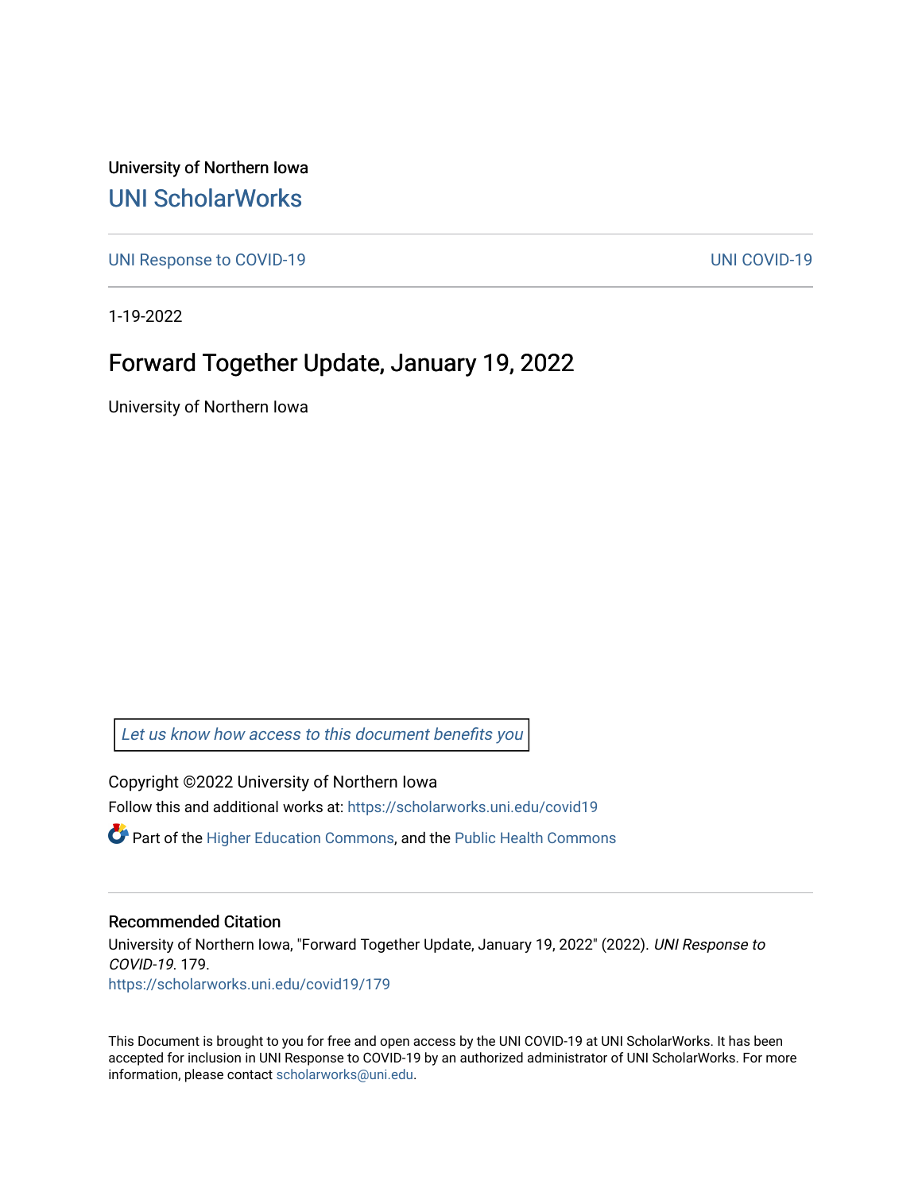University of Northern Iowa

## UNI ScholarWorks

UNI Response to COVID-19 UNI COVID-19

1-19-2022

# Forward Together Update, January 19, 2022

University of Northern Iowa

*Let us know how access to this document benefits you*

Copyright ©2022 University of Northern Iowa

Follow this and additional works at: https://scholarworks.uni.edu/covid19

Part of the Higher Education Commons, and the Public Health Commons

### Recommended Citation

University of Northern Iowa, "Forward Together Update, January 19, 2022" (2022). *UNI Response to COVID-19*. 179.
https://scholarworks.uni.edu/covid19/179

This Document is brought to you for free and open access by the UNI COVID-19 at UNI ScholarWorks. It has been accepted for inclusion in UNI Response to COVID-19 by an authorized administrator of UNI ScholarWorks. For more information, please contact scholarworks@uni.edu.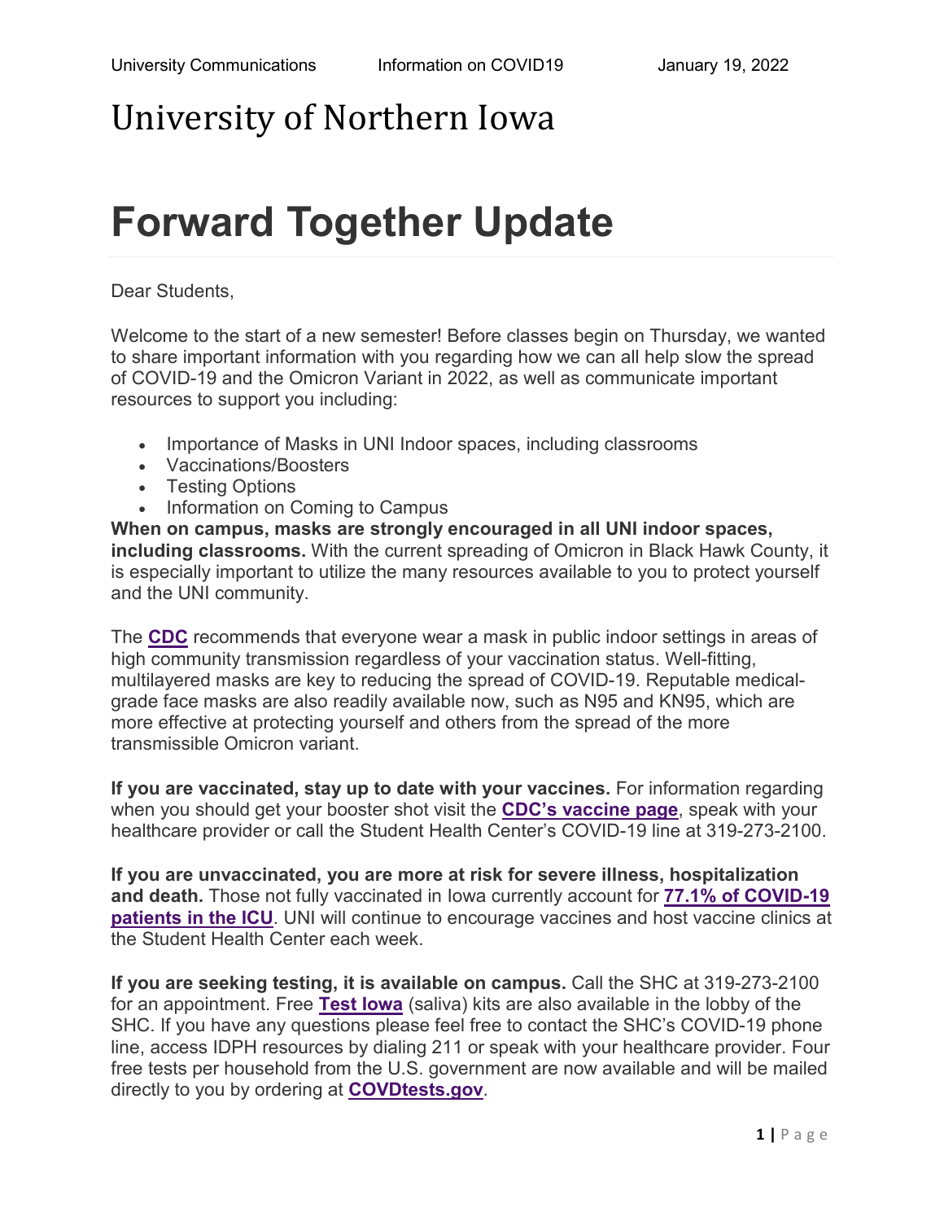# University of Northern Iowa

# Forward Together Update

Dear Students,

Welcome to the start of a new semester! Before classes begin on Thursday, we wanted to share important information with you regarding how we can all help slow the spread of COVID-19 and the Omicron Variant in 2022, as well as communicate important resources to support you including:

- Importance of Masks in UNI Indoor spaces, including classrooms
- Vaccinations/Boosters
- Testing Options
- Information on Coming to Campus

**When on campus, masks are strongly encouraged in all UNI indoor spaces, including classrooms.** With the current spreading of Omicron in Black Hawk County, it is especially important to utilize the many resources available to you to protect yourself and the UNI community.

The **CDC** recommends that everyone wear a mask in public indoor settings in areas of high community transmission regardless of your vaccination status. Well-fitting, multilayered masks are key to reducing the spread of COVID-19. Reputable medical-grade face masks are also readily available now, such as N95 and KN95, which are more effective at protecting yourself and others from the spread of the more transmissible Omicron variant.

**If you are vaccinated, stay up to date with your vaccines.** For information regarding when you should get your booster shot visit the **CDC's vaccine page**, speak with your healthcare provider or call the Student Health Center's COVID-19 line at 319-273-2100.

**If you are unvaccinated, you are more at risk for severe illness, hospitalization and death.** Those not fully vaccinated in Iowa currently account for **77.1% of COVID-19 patients in the ICU**. UNI will continue to encourage vaccines and host vaccine clinics at the Student Health Center each week.

**If you are seeking testing, it is available on campus.** Call the SHC at 319-273-2100 for an appointment. Free **Test Iowa** (saliva) kits are also available in the lobby of the SHC. If you have any questions please feel free to contact the SHC's COVID-19 phone line, access IDPH resources by dialing 211 or speak with your healthcare provider. Four free tests per household from the U.S. government are now available and will be mailed directly to you by ordering at **COVDtests.gov**.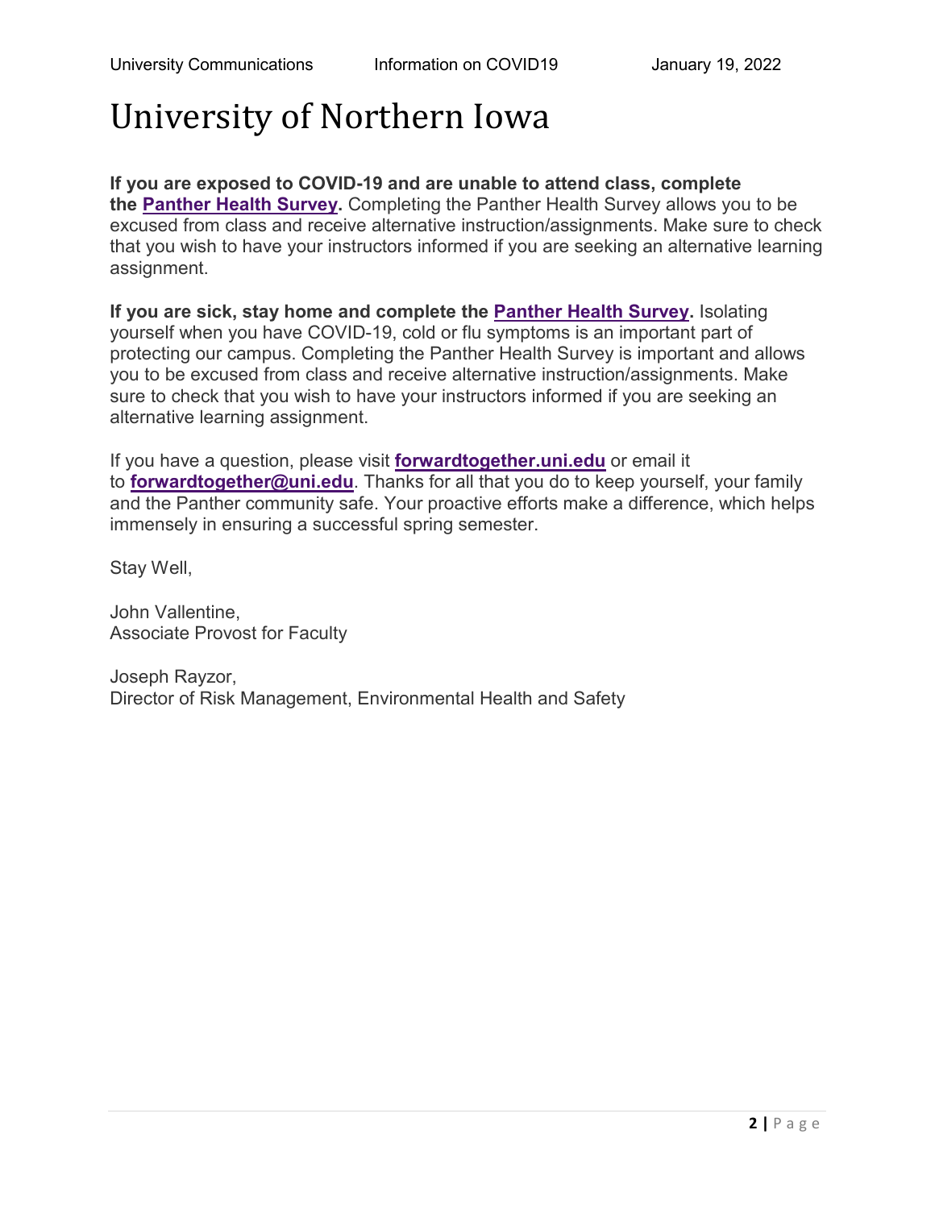# University of Northern Iowa

**If you are exposed to COVID-19 and are unable to attend class, complete the Panther Health Survey.** Completing the Panther Health Survey allows you to be excused from class and receive alternative instruction/assignments. Make sure to check that you wish to have your instructors informed if you are seeking an alternative learning assignment.

**If you are sick, stay home and complete the Panther Health Survey.** Isolating yourself when you have COVID-19, cold or flu symptoms is an important part of protecting our campus. Completing the Panther Health Survey is important and allows you to be excused from class and receive alternative instruction/assignments. Make sure to check that you wish to have your instructors informed if you are seeking an alternative learning assignment.

If you have a question, please visit **forwardtogether.uni.edu** or email it to **forwardtogether@uni.edu**. Thanks for all that you do to keep yourself, your family and the Panther community safe. Your proactive efforts make a difference, which helps immensely in ensuring a successful spring semester.

Stay Well,

John Vallentine,
Associate Provost for Faculty

Joseph Rayzor,
Director of Risk Management, Environmental Health and Safety